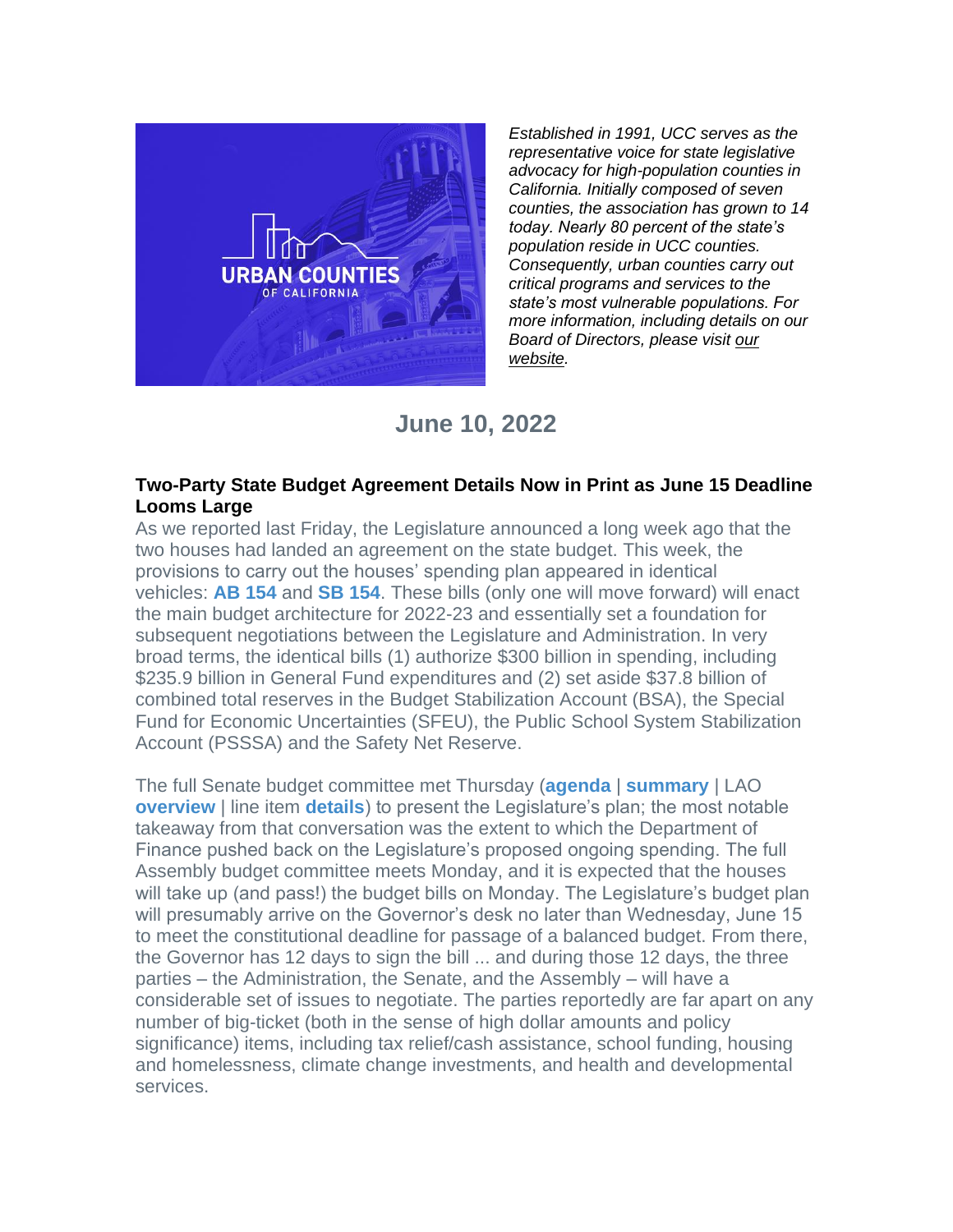*Established in 1991, UCC serves as the representative voice for state legislative advocacy for high-population counties in California. Initially composed of seven counties, the association has grown to 14 today. Nearly 80 percent of the state's population reside in UCC counties. Consequently, urban counties carry out critical programs and services to the state's most vulnerable populations. For more information, including details on our Board of Directors, please visit our website.*

## June 10, 2022

### Two-Party State Budget Agreement Details Now in Print as June 15 Deadline Looms Large

As we reported last Friday, the Legislature announced a long week ago that the two houses had landed an agreement on the state budget. This week, the provisions to carry out the houses' spending plan appeared in identical vehicles: **AB 154** and **SB 154**. These bills (only one will move forward) will enact the main budget architecture for 2022-23 and essentially set a foundation for subsequent negotiations between the Legislature and Administration. In very broad terms, the identical bills (1) authorize $300 billion in spending, including $235.9 billion in General Fund expenditures and (2) set aside $37.8 billion of combined total reserves in the Budget Stabilization Account (BSA), the Special Fund for Economic Uncertainties (SFEU), the Public School System Stabilization Account (PSSSA) and the Safety Net Reserve.

The full Senate budget committee met Thursday (**agenda** | **summary** | LAO **overview** | line item **details**) to present the Legislature's plan; the most notable takeaway from that conversation was the extent to which the Department of Finance pushed back on the Legislature's proposed ongoing spending. The full Assembly budget committee meets Monday, and it is expected that the houses will take up (and pass!) the budget bills on Monday. The Legislature's budget plan will presumably arrive on the Governor's desk no later than Wednesday, June 15 to meet the constitutional deadline for passage of a balanced budget. From there, the Governor has 12 days to sign the bill ... and during those 12 days, the three parties – the Administration, the Senate, and the Assembly – will have a considerable set of issues to negotiate. The parties reportedly are far apart on any number of big-ticket (both in the sense of high dollar amounts and policy significance) items, including tax relief/cash assistance, school funding, housing and homelessness, climate change investments, and health and developmental services.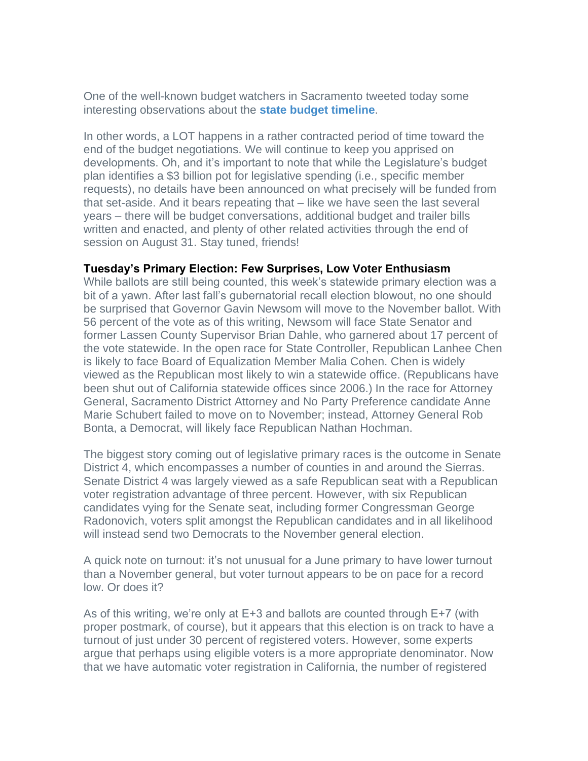One of the well-known budget watchers in Sacramento tweeted today some interesting observations about the **state budget timeline**.

In other words, a LOT happens in a rather contracted period of time toward the end of the budget negotiations. We will continue to keep you apprised on developments. Oh, and it's important to note that while the Legislature's budget plan identifies a $3 billion pot for legislative spending (i.e., specific member requests), no details have been announced on what precisely will be funded from that set-aside. And it bears repeating that – like we have seen the last several years – there will be budget conversations, additional budget and trailer bills written and enacted, and plenty of other related activities through the end of session on August 31. Stay tuned, friends!

**Tuesday's Primary Election: Few Surprises, Low Voter Enthusiasm**

While ballots are still being counted, this week's statewide primary election was a bit of a yawn. After last fall's gubernatorial recall election blowout, no one should be surprised that Governor Gavin Newsom will move to the November ballot. With 56 percent of the vote as of this writing, Newsom will face State Senator and former Lassen County Supervisor Brian Dahle, who garnered about 17 percent of the vote statewide. In the open race for State Controller, Republican Lanhee Chen is likely to face Board of Equalization Member Malia Cohen. Chen is widely viewed as the Republican most likely to win a statewide office. (Republicans have been shut out of California statewide offices since 2006.) In the race for Attorney General, Sacramento District Attorney and No Party Preference candidate Anne Marie Schubert failed to move on to November; instead, Attorney General Rob Bonta, a Democrat, will likely face Republican Nathan Hochman.

The biggest story coming out of legislative primary races is the outcome in Senate District 4, which encompasses a number of counties in and around the Sierras. Senate District 4 was largely viewed as a safe Republican seat with a Republican voter registration advantage of three percent. However, with six Republican candidates vying for the Senate seat, including former Congressman George Radonovich, voters split amongst the Republican candidates and in all likelihood will instead send two Democrats to the November general election.

A quick note on turnout: it's not unusual for a June primary to have lower turnout than a November general, but voter turnout appears to be on pace for a record low. Or does it?

As of this writing, we're only at E+3 and ballots are counted through E+7 (with proper postmark, of course), but it appears that this election is on track to have a turnout of just under 30 percent of registered voters. However, some experts argue that perhaps using eligible voters is a more appropriate denominator. Now that we have automatic voter registration in California, the number of registered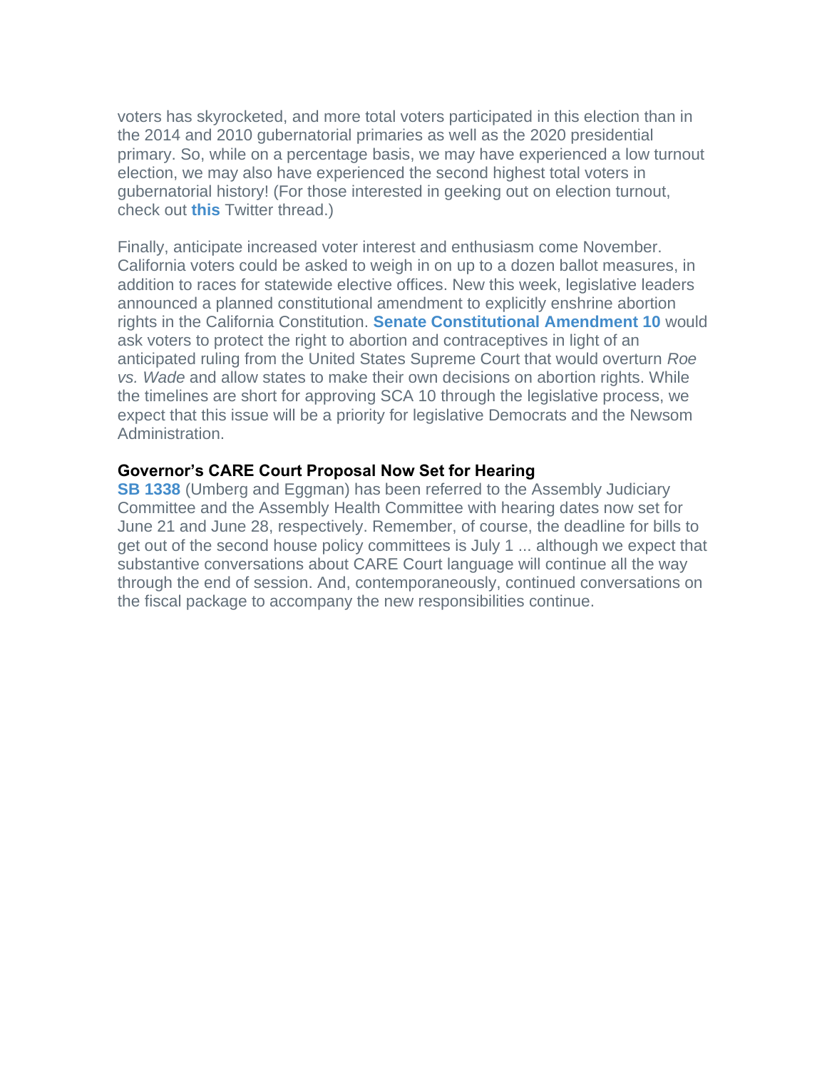voters has skyrocketed, and more total voters participated in this election than in the 2014 and 2010 gubernatorial primaries as well as the 2020 presidential primary. So, while on a percentage basis, we may have experienced a low turnout election, we may also have experienced the second highest total voters in gubernatorial history! (For those interested in geeking out on election turnout, check out **this** Twitter thread.)

Finally, anticipate increased voter interest and enthusiasm come November. California voters could be asked to weigh in on up to a dozen ballot measures, in addition to races for statewide elective offices. New this week, legislative leaders announced a planned constitutional amendment to explicitly enshrine abortion rights in the California Constitution. **Senate Constitutional Amendment 10** would ask voters to protect the right to abortion and contraceptives in light of an anticipated ruling from the United States Supreme Court that would overturn *Roe vs. Wade* and allow states to make their own decisions on abortion rights. While the timelines are short for approving SCA 10 through the legislative process, we expect that this issue will be a priority for legislative Democrats and the Newsom Administration.

**Governor's CARE Court Proposal Now Set for Hearing**

**SB 1338** (Umberg and Eggman) has been referred to the Assembly Judiciary Committee and the Assembly Health Committee with hearing dates now set for June 21 and June 28, respectively. Remember, of course, the deadline for bills to get out of the second house policy committees is July 1 ... although we expect that substantive conversations about CARE Court language will continue all the way through the end of session. And, contemporaneously, continued conversations on the fiscal package to accompany the new responsibilities continue.